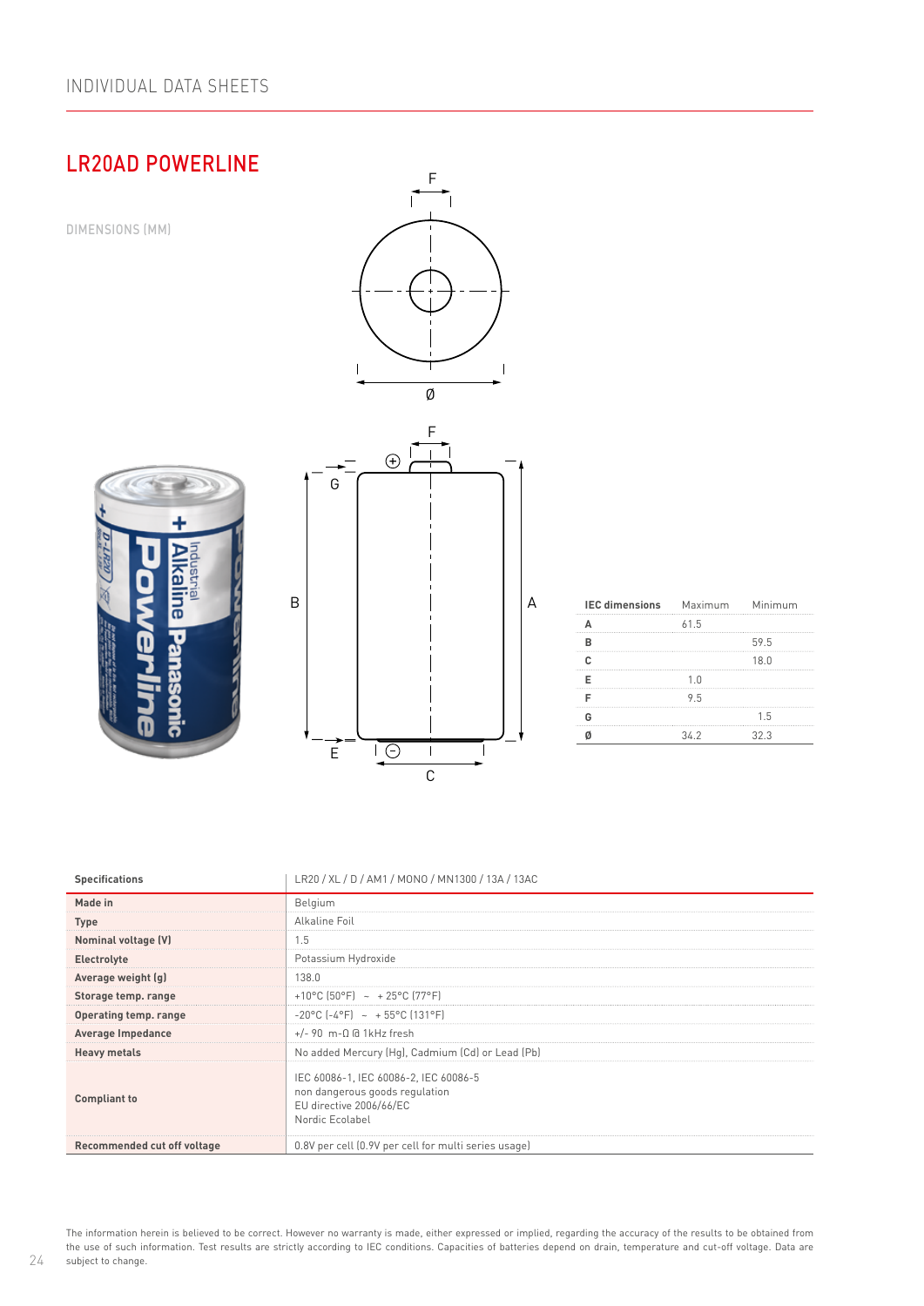INDIVIDUAL DATA SHEETS

# LR20AD POWERLINE

DIMENSIONS (MM)

| IEC dimensions | Maximum | Minimum |
|---|---|---|
| A | 61.5 | |
| B | | 59.5 |
| C | | 18.0 |
| E | 1.0 | |
| F | 9.5 | |
| G | | 1.5 |
| Ø | 34.2 | 32.3 |

| Specifications | LR20 / XL / D / AM1 / MONO / MN1300 / 13A / 13AC |
|---|---|
| Made in | Belgium |
| Type | Alkaline Foil |
| Nominal voltage (V) | 1.5 |
| Electrolyte | Potassium Hydroxide |
| Average weight (g) | 138.0 |
| Storage temp. range | +10°C (50°F) – + 25°C (77°F) |
| Operating temp. range | -20°C (-4°F) – + 55°C (131°F) |
| Average Impedance | +/- 90 m-Ω @ 1kHz fresh |
| Heavy metals | No added Mercury (Hg), Cadmium (Cd) or Lead (Pb) |
| Compliant to | IEC 60086-1, IEC 60086-2, IEC 60086-5<br>non dangerous goods regulation<br>EU directive 2006/66/EC<br>Nordic Ecolabel |
| Recommended cut off voltage | 0.8V per cell (0.9V per cell for multi series usage) |

The information herein is believed to be correct. However no warranty is made, either expressed or implied, regarding the accuracy of the results to be obtained from the use of such information. Test results are strictly according to IEC conditions. Capacities of batteries depend on drain, temperature and cut-off voltage. Data are subject to change.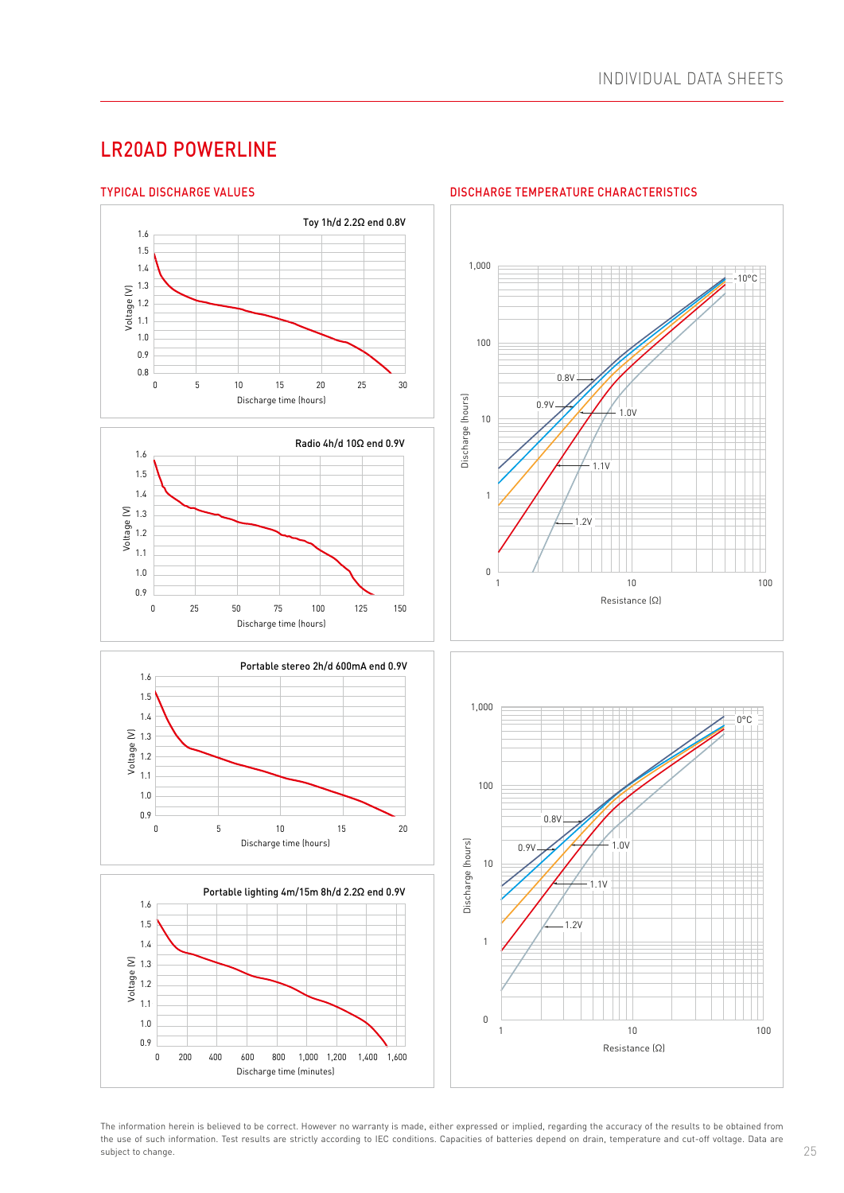# LR20AD POWERLINE

## TYPICAL DISCHARGE VALUES

Toy 1h/d 2.2Ω end 0.8V

Voltage (V): 0.8, 0.9, 1.0, 1.1, 1.2, 1.3, 1.4, 1.5, 1.6

Discharge time (hours): 0, 5, 10, 15, 20, 25, 30

Radio 4h/d 10Ω end 0.9V

Voltage (V): 0.9, 1.0, 1.1, 1.2, 1.3, 1.4, 1.5, 1.6

Discharge time (hours): 0, 25, 50, 75, 100, 125, 150

Portable stereo 2h/d 600mA end 0.9V

Voltage (V): 0.9, 1.0, 1.1, 1.2, 1.3, 1.4, 1.5, 1.6

Discharge time (hours): 0, 5, 10, 15, 20

Portable lighting 4m/15m 8h/d 2.2Ω end 0.9V

Voltage (V): 0.9, 1.0, 1.1, 1.2, 1.3, 1.4, 1.5, 1.6

Discharge time (minutes): 0, 200, 400, 600, 800, 1,000, 1,200, 1,400, 1,600

## DISCHARGE TEMPERATURE CHARACTERISTICS

-10°C

Discharge (hours): 0, 1, 10, 100, 1,000

Resistance (Ω): 1, 10, 100

0.8V, 0.9V, 1.0V, 1.1V, 1.2V

0°C

Discharge (hours): 0, 1, 10, 100, 1,000

Resistance (Ω): 1, 10, 100

0.8V, 0.9V, 1.0V, 1.1V, 1.2V

The information herein is believed to be correct. However no warranty is made, either expressed or implied, regarding the accuracy of the results to be obtained from the use of such information. Test results are strictly according to IEC conditions. Capacities of batteries depend on drain, temperature and cut-off voltage. Data are subject to change.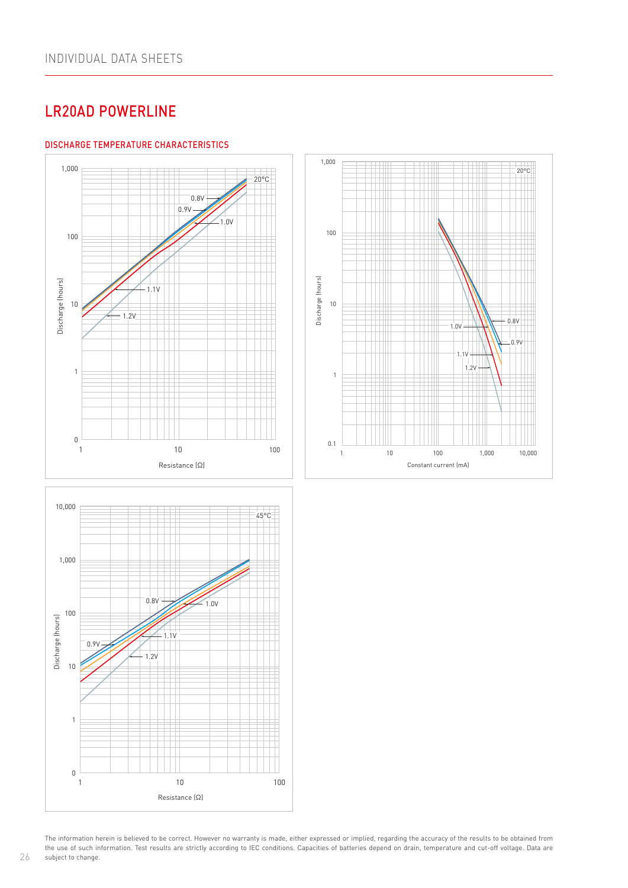# LR20AD POWERLINE

## DISCHARGE TEMPERATURE CHARACTERISTICS

1,000
100
10
1
0
Discharge (hours)
1
10
100
Resistance (Ω)
20°C
0.8V
0.9V
1.0V
1.1V
1.2V

1,000
100
10
1
0.1
Discharge (hours)
1
10
100
1,000
10,000
Constant current (mA)
20°C
0.8V
0.9V
1.0V
1.1V
1.2V

10,000
1,000
100
10
1
0
Discharge (hours)
1
10
100
Resistance (Ω)
45°C
0.8V
1.0V
1.1V
0.9V
1.2V

The information herein is believed to be correct. However no warranty is made, either expressed or implied, regarding the accuracy of the results to be obtained from the use of such information. Test results are strictly according to IEC conditions. Capacities of batteries depend on drain, temperature and cut-off voltage. Data are subject to change.